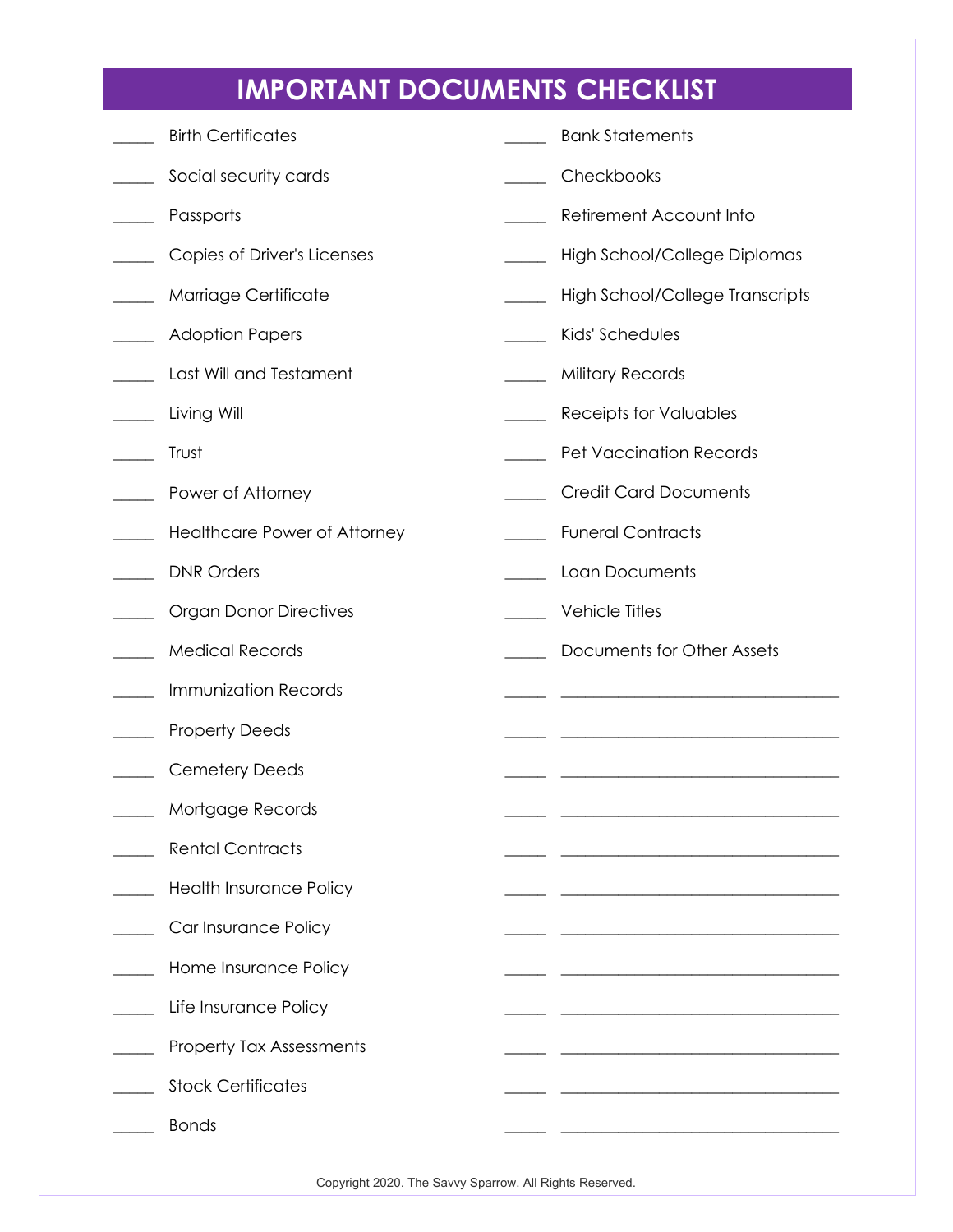# IMPORTANT DOCUMENTS CHECKLIST

- _____ Birth Certificates
- _____ Social security cards
- _____ Passports
- _____ Copies of Driver's Licenses
- _____ Marriage Certificate
- _____ Adoption Papers
- _____ Last Will and Testament
- _____ Living Will
- _____ Trust
- _____ Power of Attorney
- _____ Healthcare Power of Attorney
- _____ DNR Orders
- _____ Organ Donor Directives
- _____ Medical Records
- _____ Immunization Records
- _____ Property Deeds
- _____ Cemetery Deeds
- _____ Mortgage Records
- _____ Rental Contracts
- _____ Health Insurance Policy
- _____ Car Insurance Policy
- _____ Home Insurance Policy
- _____ Life Insurance Policy
- _____ Property Tax Assessments
- _____ Stock Certificates
- _____ Bonds
- _____ Bank Statements
- _____ Checkbooks
- _____ Retirement Account Info
- _____ High School/College Diplomas
- _____ High School/College Transcripts
- _____ Kids' Schedules
- _____ Military Records
- _____ Receipts for Valuables
- _____ Pet Vaccination Records
- _____ Credit Card Documents
- _____ Funeral Contracts
- _____ Loan Documents
- _____ Vehicle Titles
- _____ Documents for Other Assets
- _____ ______________________________
- _____ ______________________________
- _____ ______________________________
- _____ ______________________________
- _____ ______________________________
- _____ ______________________________
- _____ ______________________________
- _____ ______________________________
- _____ ______________________________
- _____ ______________________________
- _____ ______________________________
- _____ ______________________________

Copyright 2020. The Savvy Sparrow. All Rights Reserved.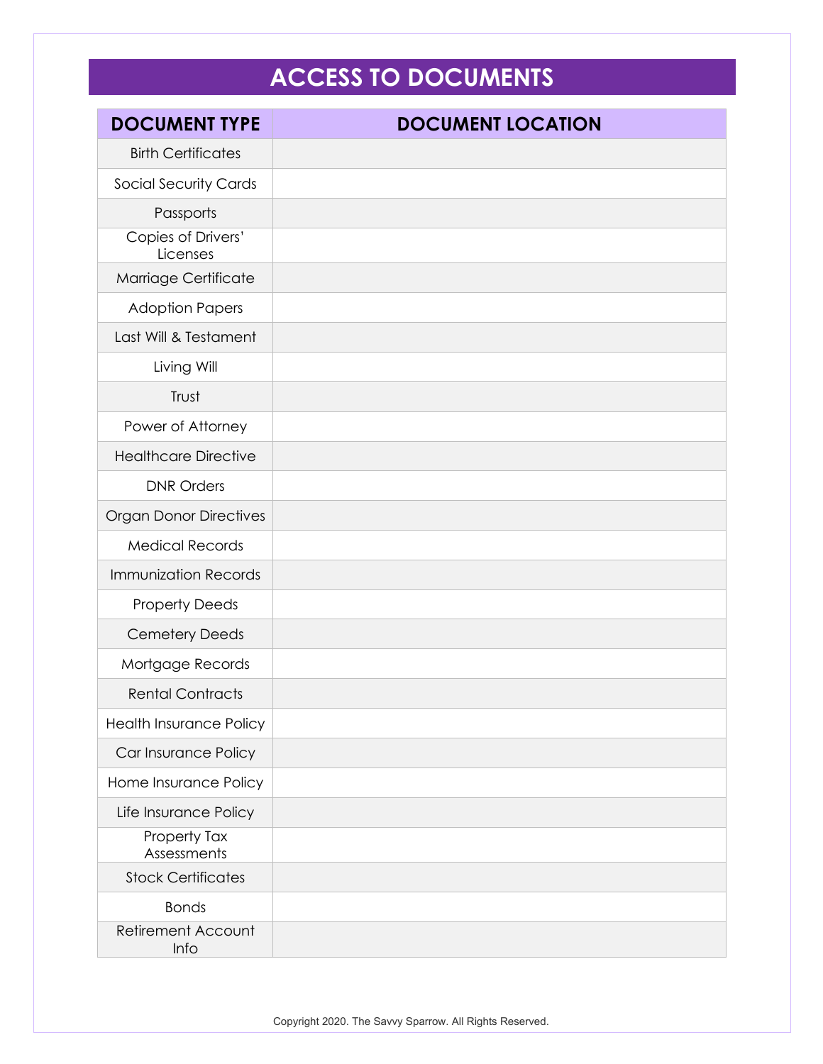# ACCESS TO DOCUMENTS

| DOCUMENT TYPE | DOCUMENT LOCATION |
|---|---|
| Birth Certificates | |
| Social Security Cards | |
| Passports | |
| Copies of Drivers' Licenses | |
| Marriage Certificate | |
| Adoption Papers | |
| Last Will & Testament | |
| Living Will | |
| Trust | |
| Power of Attorney | |
| Healthcare Directive | |
| DNR Orders | |
| Organ Donor Directives | |
| Medical Records | |
| Immunization Records | |
| Property Deeds | |
| Cemetery Deeds | |
| Mortgage Records | |
| Rental Contracts | |
| Health Insurance Policy | |
| Car Insurance Policy | |
| Home Insurance Policy | |
| Life Insurance Policy | |
| Property Tax Assessments | |
| Stock Certificates | |
| Bonds | |
| Retirement Account Info | |

Copyright 2020. The Savvy Sparrow. All Rights Reserved.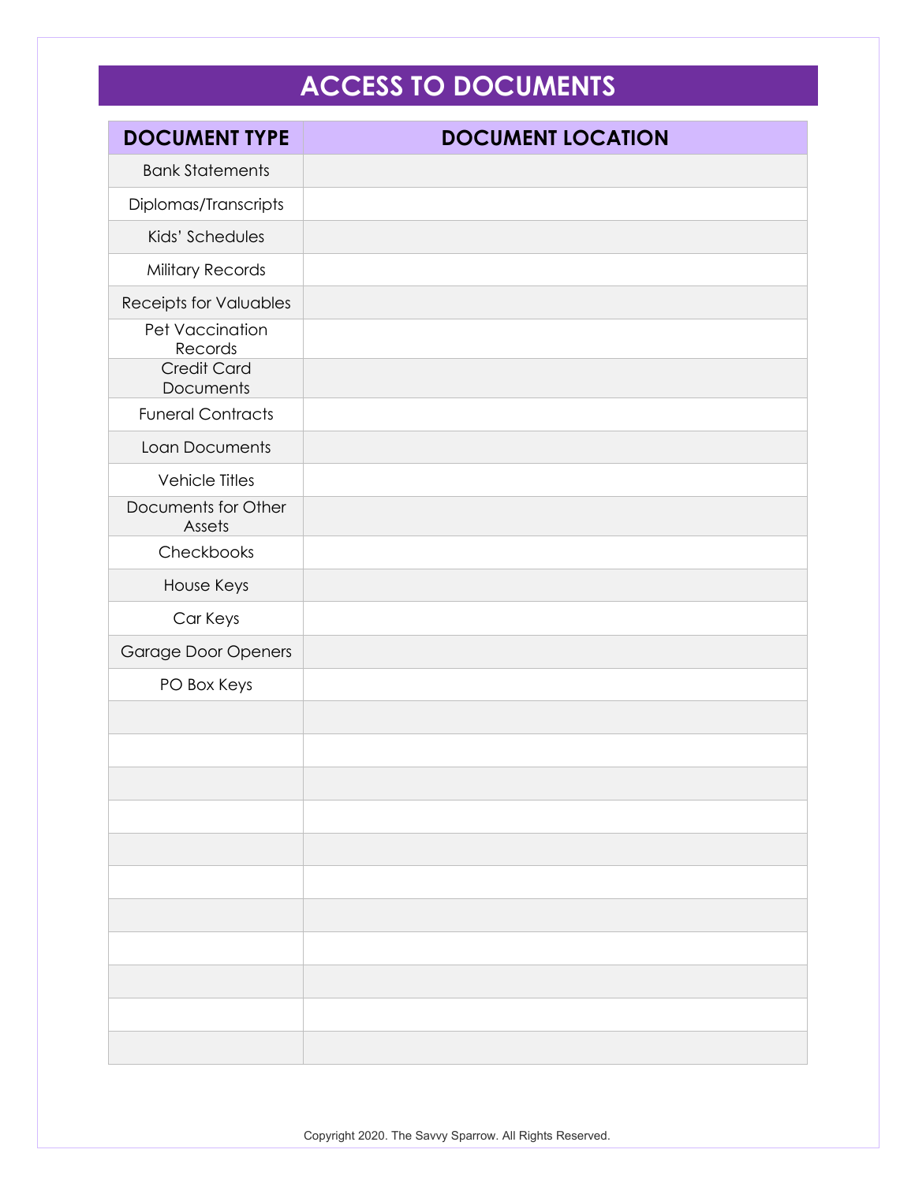# ACCESS TO DOCUMENTS

| DOCUMENT TYPE | DOCUMENT LOCATION |
|---|---|
| Bank Statements | |
| Diplomas/Transcripts | |
| Kids' Schedules | |
| Military Records | |
| Receipts for Valuables | |
| Pet Vaccination Records | |
| Credit Card Documents | |
| Funeral Contracts | |
| Loan Documents | |
| Vehicle Titles | |
| Documents for Other Assets | |
| Checkbooks | |
| House Keys | |
| Car Keys | |
| Garage Door Openers | |
| PO Box Keys | |
| | |
| | |
| | |
| | |
| | |
| | |
| | |
| | |
| | |
| | |
| | |

Copyright 2020. The Savvy Sparrow. All Rights Reserved.